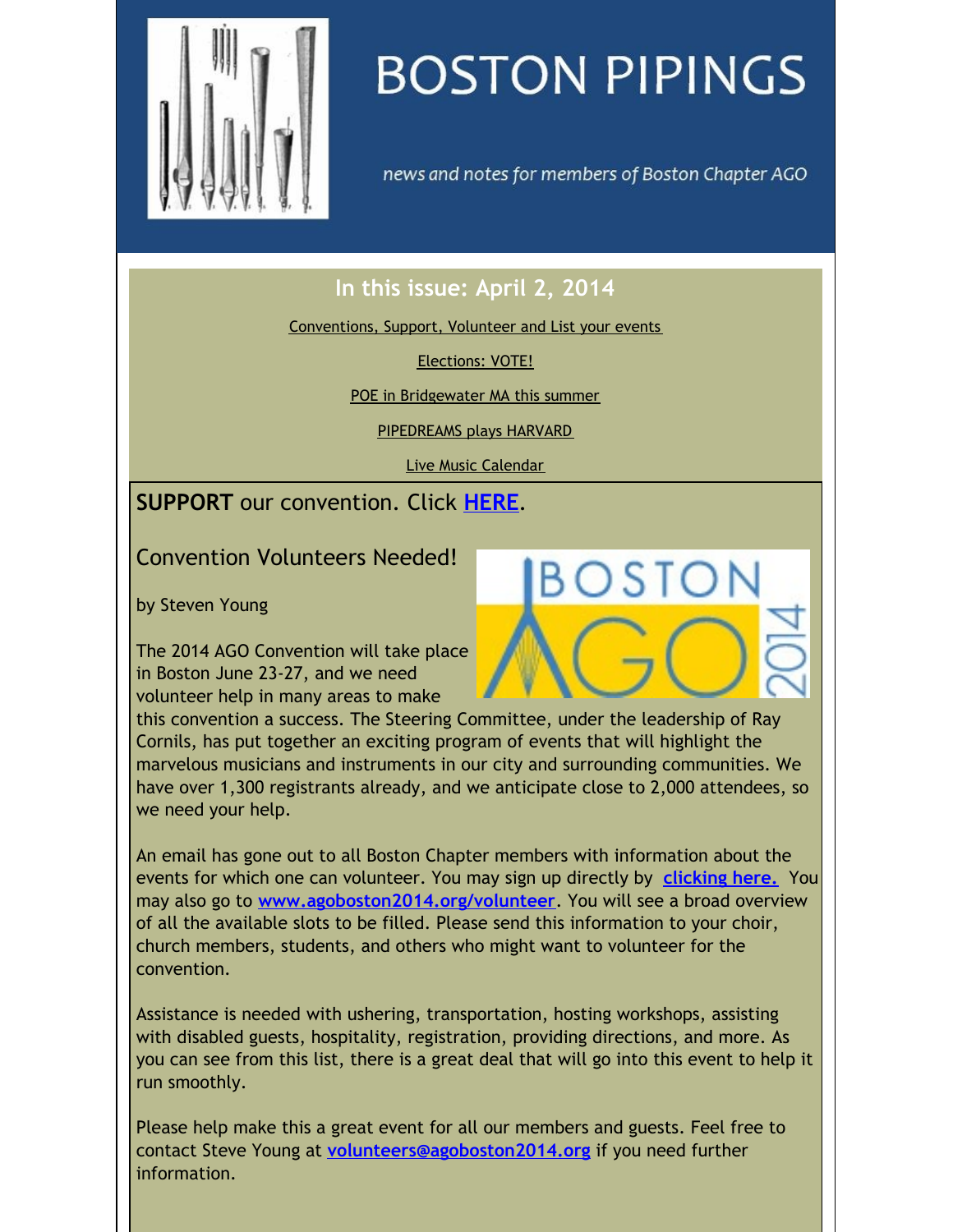# BOSTON PIPINGS

*news and notes for members of Boston Chapter AGO*

## In this issue: April 2, 2014

Conventions, Support, Volunteer and List your events

Elections: VOTE!

POE in Bridgewater MA this summer

PIPEDREAMS plays HARVARD

Live Music Calendar

**SUPPORT** our convention. Click **HERE**.

## Convention Volunteers Needed!

by Steven Young

The 2014 AGO Convention will take place in Boston June 23-27, and we need volunteer help in many areas to make this convention a success. The Steering Committee, under the leadership of Ray Cornils, has put together an exciting program of events that will highlight the marvelous musicians and instruments in our city and surrounding communities. We have over 1,300 registrants already, and we anticipate close to 2,000 attendees, so we need your help.

An email has gone out to all Boston Chapter members with information about the events for which one can volunteer. You may sign up directly by **clicking here.** You may also go to **www.agoboston2014.org/volunteer**. You will see a broad overview of all the available slots to be filled. Please send this information to your choir, church members, students, and others who might want to volunteer for the convention.

Assistance is needed with ushering, transportation, hosting workshops, assisting with disabled guests, hospitality, registration, providing directions, and more. As you can see from this list, there is a great deal that will go into this event to help it run smoothly.

Please help make this a great event for all our members and guests. Feel free to contact Steve Young at **volunteers@agoboston2014.org** if you need further information.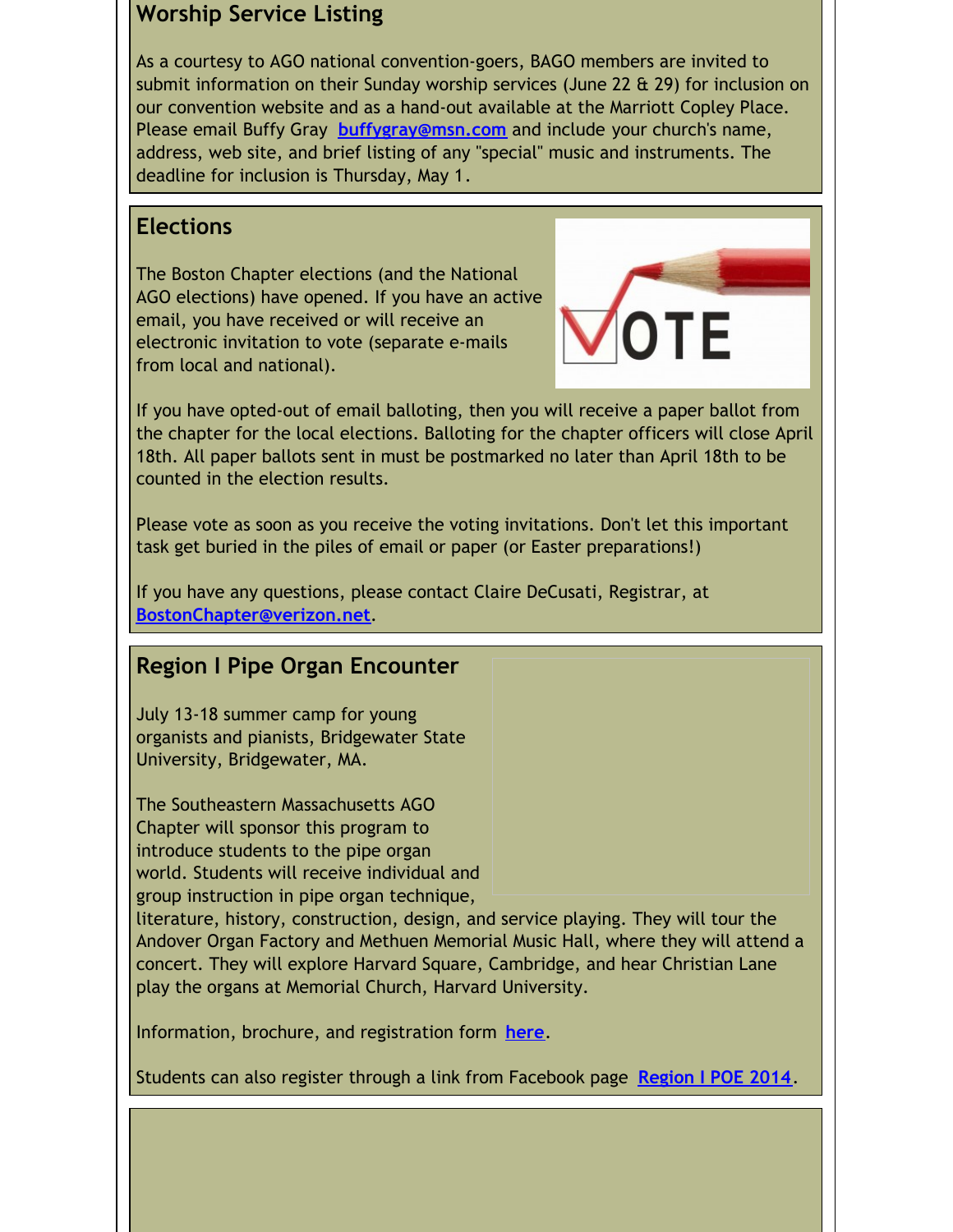## Worship Service Listing

As a courtesy to AGO national convention-goers, BAGO members are invited to submit information on their Sunday worship services (June 22 & 29) for inclusion on our convention website and as a hand-out available at the Marriott Copley Place. Please email Buffy Gray **buffygray@msn.com** and include your church's name, address, web site, and brief listing of any "special" music and instruments. The deadline for inclusion is Thursday, May 1.

## Elections

The Boston Chapter elections (and the National AGO elections) have opened. If you have an active email, you have received or will receive an electronic invitation to vote (separate e-mails from local and national).

If you have opted-out of email balloting, then you will receive a paper ballot from the chapter for the local elections. Balloting for the chapter officers will close April 18th. All paper ballots sent in must be postmarked no later than April 18th to be counted in the election results.

Please vote as soon as you receive the voting invitations. Don't let this important task get buried in the piles of email or paper (or Easter preparations!)

If you have any questions, please contact Claire DeCusati, Registrar, at **BostonChapter@verizon.net**.

## Region I Pipe Organ Encounter

July 13-18 summer camp for young organists and pianists, Bridgewater State University, Bridgewater, MA.

The Southeastern Massachusetts AGO Chapter will sponsor this program to introduce students to the pipe organ world. Students will receive individual and group instruction in pipe organ technique, literature, history, construction, design, and service playing. They will tour the Andover Organ Factory and Methuen Memorial Music Hall, where they will attend a concert. They will explore Harvard Square, Cambridge, and hear Christian Lane play the organs at Memorial Church, Harvard University.

Information, brochure, and registration form **here**.

Students can also register through a link from Facebook page **Region I POE 2014**.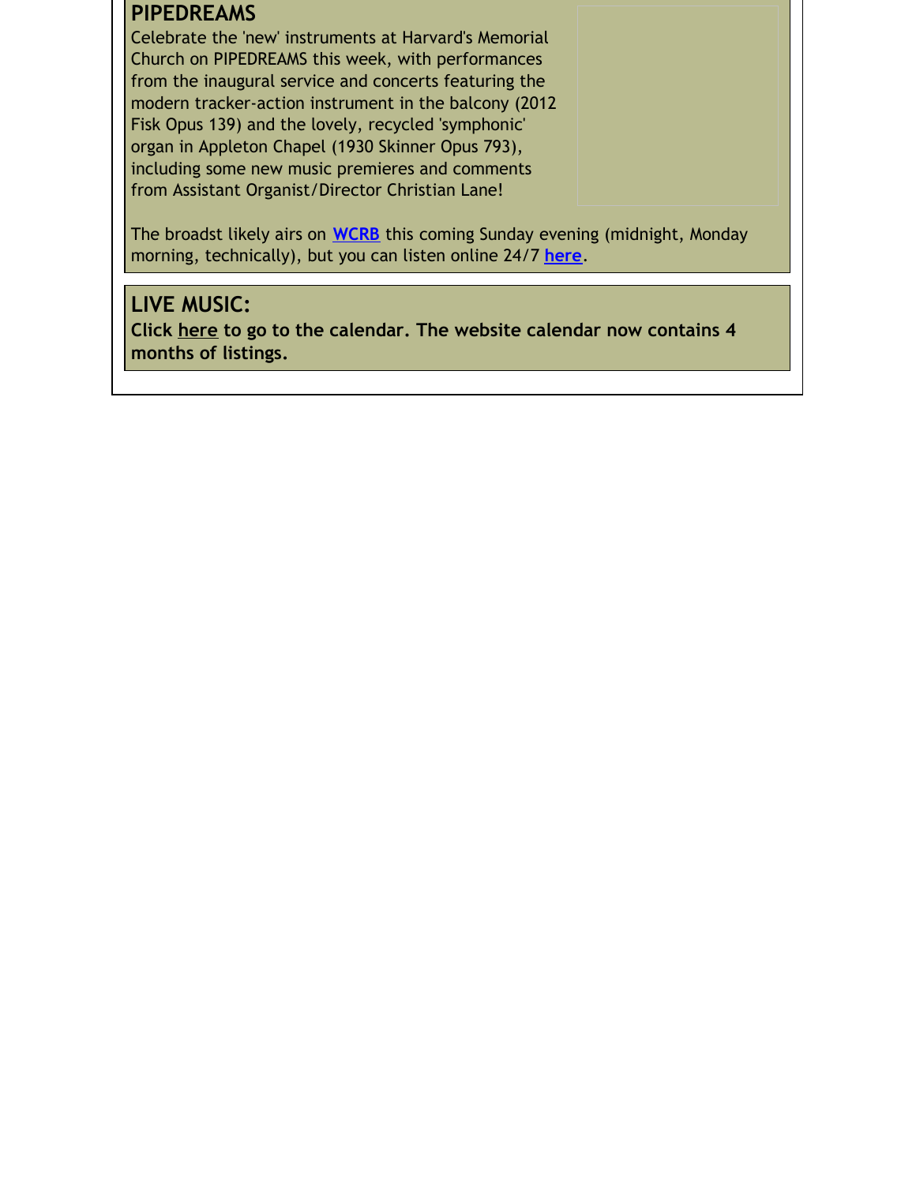## PIPEDREAMS

Celebrate the 'new' instruments at Harvard's Memorial Church on PIPEDREAMS this week, with performances from the inaugural service and concerts featuring the modern tracker-action instrument in the balcony (2012 Fisk Opus 139) and the lovely, recycled 'symphonic' organ in Appleton Chapel (1930 Skinner Opus 793), including some new music premieres and comments from Assistant Organist/Director Christian Lane!

The broadst likely airs on **WCRB** this coming Sunday evening (midnight, Monday morning, technically), but you can listen online 24/7 **here**.

## LIVE MUSIC:

**Click here to go to the calendar. The website calendar now contains 4 months of listings.**